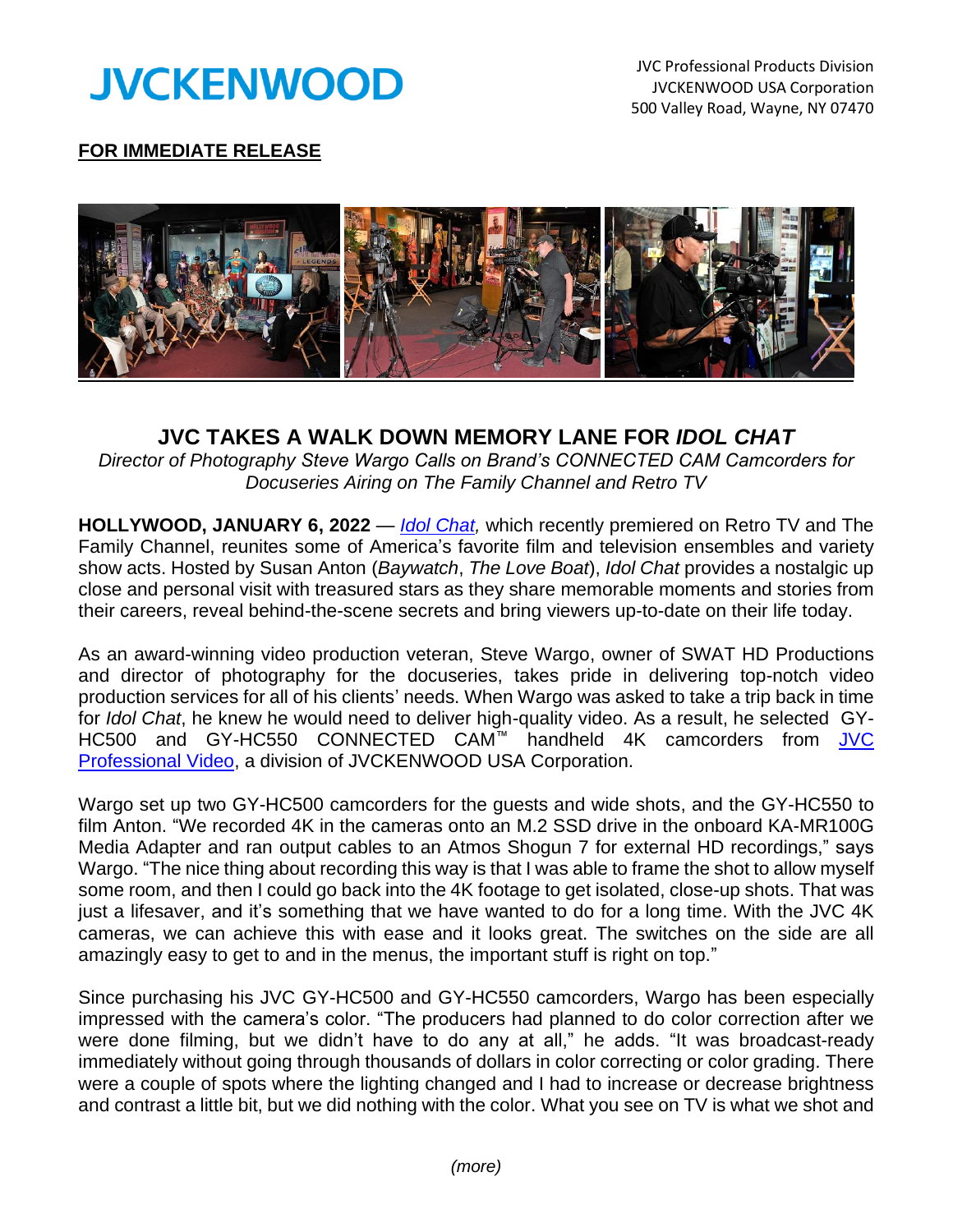JVCKENWOOD

JVC Professional Products Division
JVCKENWOOD USA Corporation
500 Valley Road, Wayne, NY 07470

**FOR IMMEDIATE RELEASE**

## JVC TAKES A WALK DOWN MEMORY LANE FOR *IDOL CHAT*

*Director of Photography Steve Wargo Calls on Brand's CONNECTED CAM Camcorders for Docuseries Airing on The Family Channel and Retro TV*

**HOLLYWOOD, JANUARY 6, 2022** — *Idol Chat,* which recently premiered on Retro TV and The Family Channel, reunites some of America's favorite film and television ensembles and variety show acts. Hosted by Susan Anton (*Baywatch*, *The Love Boat*), *Idol Chat* provides a nostalgic up close and personal visit with treasured stars as they share memorable moments and stories from their careers, reveal behind-the-scene secrets and bring viewers up-to-date on their life today.

As an award-winning video production veteran, Steve Wargo, owner of SWAT HD Productions and director of photography for the docuseries, takes pride in delivering top-notch video production services for all of his clients' needs. When Wargo was asked to take a trip back in time for *Idol Chat*, he knew he would need to deliver high-quality video. As a result, he selected GY-HC500 and GY-HC550 CONNECTED CAM™ handheld 4K camcorders from JVC Professional Video, a division of JVCKENWOOD USA Corporation.

Wargo set up two GY-HC500 camcorders for the guests and wide shots, and the GY-HC550 to film Anton. "We recorded 4K in the cameras onto an M.2 SSD drive in the onboard KA-MR100G Media Adapter and ran output cables to an Atmos Shogun 7 for external HD recordings," says Wargo. "The nice thing about recording this way is that I was able to frame the shot to allow myself some room, and then I could go back into the 4K footage to get isolated, close-up shots. That was just a lifesaver, and it's something that we have wanted to do for a long time. With the JVC 4K cameras, we can achieve this with ease and it looks great. The switches on the side are all amazingly easy to get to and in the menus, the important stuff is right on top."

Since purchasing his JVC GY-HC500 and GY-HC550 camcorders, Wargo has been especially impressed with the camera's color. "The producers had planned to do color correction after we were done filming, but we didn't have to do any at all," he adds. "It was broadcast-ready immediately without going through thousands of dollars in color correcting or color grading. There were a couple of spots where the lighting changed and I had to increase or decrease brightness and contrast a little bit, but we did nothing with the color. What you see on TV is what we shot and

*(more)*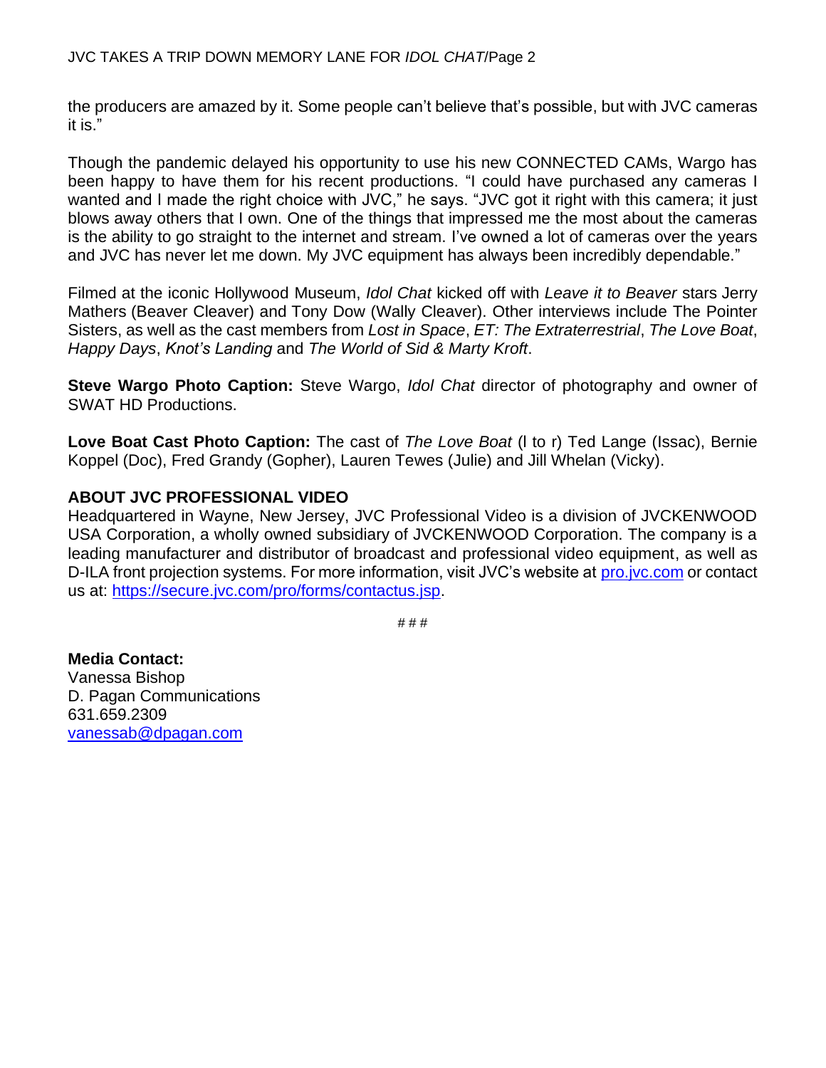the producers are amazed by it. Some people can't believe that's possible, but with JVC cameras it is."

Though the pandemic delayed his opportunity to use his new CONNECTED CAMs, Wargo has been happy to have them for his recent productions. "I could have purchased any cameras I wanted and I made the right choice with JVC," he says. "JVC got it right with this camera; it just blows away others that I own. One of the things that impressed me the most about the cameras is the ability to go straight to the internet and stream. I've owned a lot of cameras over the years and JVC has never let me down. My JVC equipment has always been incredibly dependable."

Filmed at the iconic Hollywood Museum, *Idol Chat* kicked off with *Leave it to Beaver* stars Jerry Mathers (Beaver Cleaver) and Tony Dow (Wally Cleaver). Other interviews include The Pointer Sisters, as well as the cast members from *Lost in Space*, *ET: The Extraterrestrial*, *The Love Boat*, *Happy Days*, *Knot's Landing* and *The World of Sid & Marty Kroft*.

**Steve Wargo Photo Caption:** Steve Wargo, *Idol Chat* director of photography and owner of SWAT HD Productions.

**Love Boat Cast Photo Caption:** The cast of *The Love Boat* (l to r) Ted Lange (Issac), Bernie Koppel (Doc), Fred Grandy (Gopher), Lauren Tewes (Julie) and Jill Whelan (Vicky).

**ABOUT JVC PROFESSIONAL VIDEO**

Headquartered in Wayne, New Jersey, JVC Professional Video is a division of JVCKENWOOD USA Corporation, a wholly owned subsidiary of JVCKENWOOD Corporation. The company is a leading manufacturer and distributor of broadcast and professional video equipment, as well as D-ILA front projection systems. For more information, visit JVC's website at [pro.jvc.com](http://pro.jvc.com) or contact us at: [https://secure.jvc.com/pro/forms/contactus.jsp](https://secure.jvc.com/pro/forms/contactus.jsp).

# # #

**Media Contact:**
Vanessa Bishop
D. Pagan Communications
631.659.2309
[vanessab@dpagan.com](mailto:vanessab@dpagan.com)